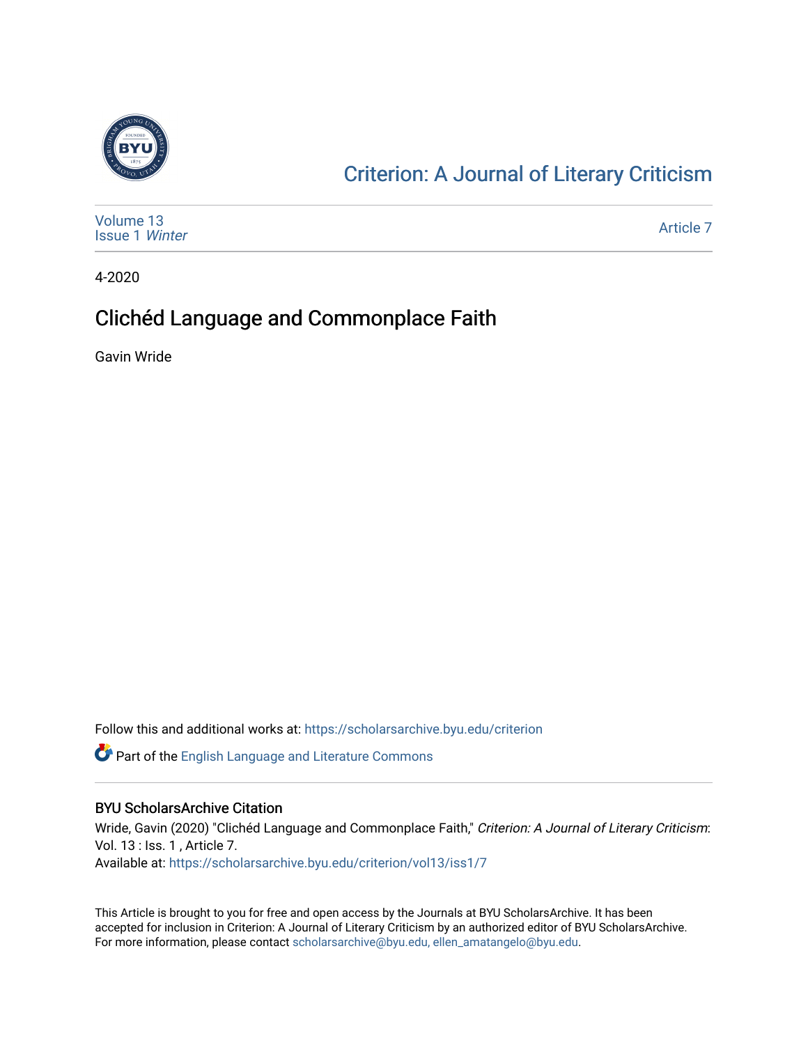[Criterion: A Journal of Literary Criticism](https://scholarsarchive.byu.edu/criterion)

Volume 13
Issue 1 *Winter*

Article 7

4-2020

# Clichéd Language and Commonplace Faith

Gavin Wride

Follow this and additional works at: https://scholarsarchive.byu.edu/criterion

Part of the English Language and Literature Commons

## BYU ScholarsArchive Citation

Wride, Gavin (2020) "Clichéd Language and Commonplace Faith," *Criterion: A Journal of Literary Criticism*: Vol. 13 : Iss. 1 , Article 7.
Available at: https://scholarsarchive.byu.edu/criterion/vol13/iss1/7

This Article is brought to you for free and open access by the Journals at BYU ScholarsArchive. It has been accepted for inclusion in Criterion: A Journal of Literary Criticism by an authorized editor of BYU ScholarsArchive. For more information, please contact scholarsarchive@byu.edu, ellen_amatangelo@byu.edu.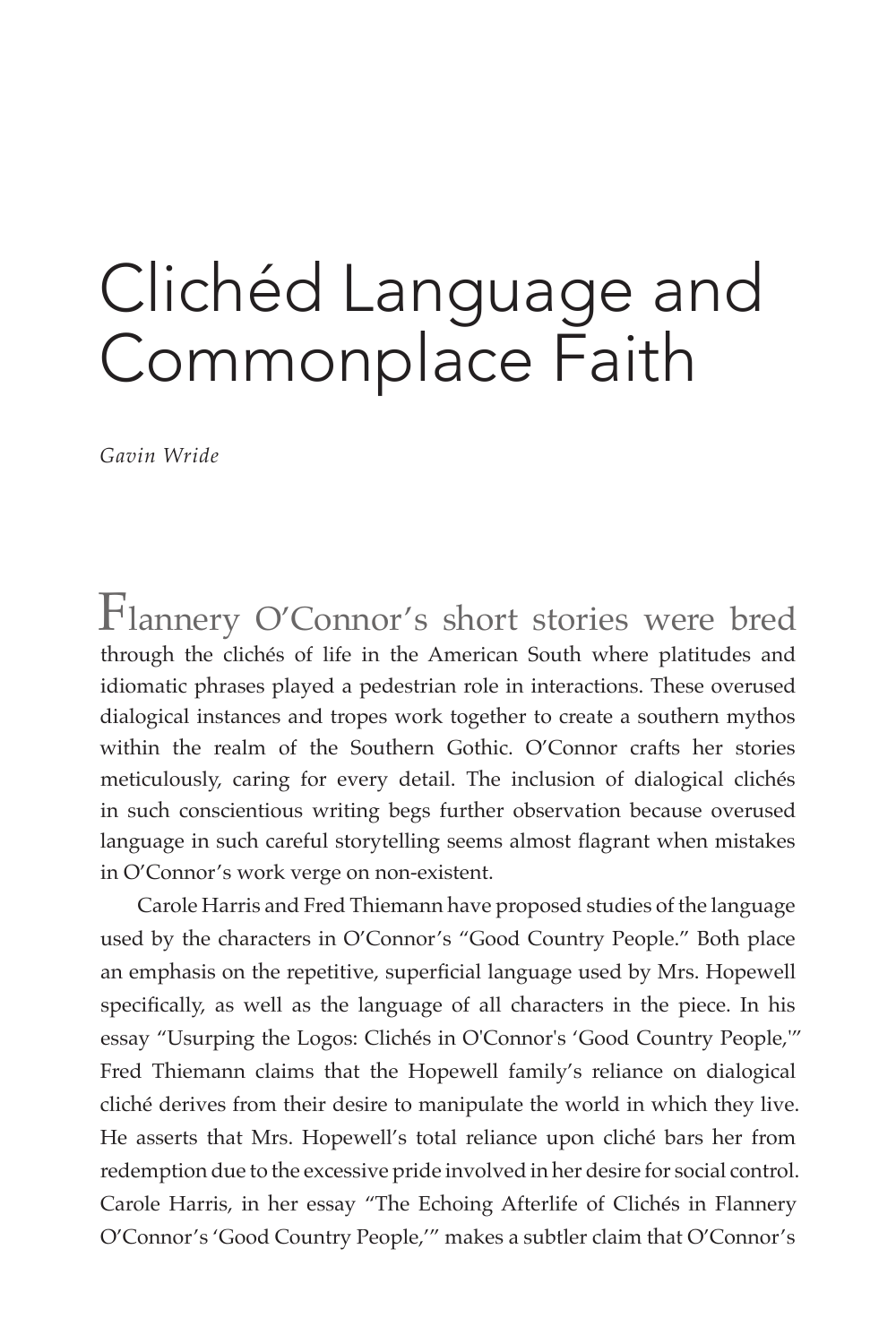# Clichéd Language and Commonplace Faith

*Gavin Wride*

Flannery O'Connor's short stories were bred through the clichés of life in the American South where platitudes and idiomatic phrases played a pedestrian role in interactions. These overused dialogical instances and tropes work together to create a southern mythos within the realm of the Southern Gothic. O'Connor crafts her stories meticulously, caring for every detail. The inclusion of dialogical clichés in such conscientious writing begs further observation because overused language in such careful storytelling seems almost flagrant when mistakes in O'Connor's work verge on non-existent.

Carole Harris and Fred Thiemann have proposed studies of the language used by the characters in O'Connor's "Good Country People." Both place an emphasis on the repetitive, superficial language used by Mrs. Hopewell specifically, as well as the language of all characters in the piece. In his essay "Usurping the Logos: Clichés in O'Connor's 'Good Country People,'" Fred Thiemann claims that the Hopewell family's reliance on dialogical cliché derives from their desire to manipulate the world in which they live. He asserts that Mrs. Hopewell's total reliance upon cliché bars her from redemption due to the excessive pride involved in her desire for social control. Carole Harris, in her essay "The Echoing Afterlife of Clichés in Flannery O'Connor's 'Good Country People,'" makes a subtler claim that O'Connor's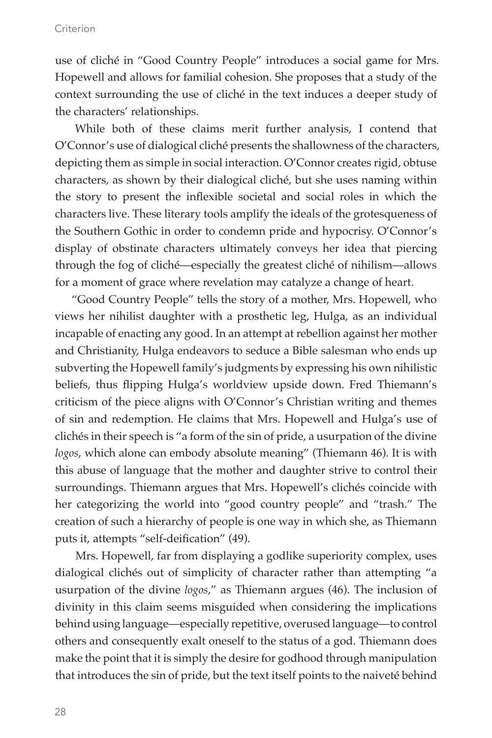use of cliché in "Good Country People" introduces a social game for Mrs. Hopewell and allows for familial cohesion. She proposes that a study of the context surrounding the use of cliché in the text induces a deeper study of the characters' relationships.

While both of these claims merit further analysis, I contend that O'Connor's use of dialogical cliché presents the shallowness of the characters, depicting them as simple in social interaction. O'Connor creates rigid, obtuse characters, as shown by their dialogical cliché, but she uses naming within the story to present the inflexible societal and social roles in which the characters live. These literary tools amplify the ideals of the grotesqueness of the Southern Gothic in order to condemn pride and hypocrisy. O'Connor's display of obstinate characters ultimately conveys her idea that piercing through the fog of cliché—especially the greatest cliché of nihilism—allows for a moment of grace where revelation may catalyze a change of heart.

"Good Country People" tells the story of a mother, Mrs. Hopewell, who views her nihilist daughter with a prosthetic leg, Hulga, as an individual incapable of enacting any good. In an attempt at rebellion against her mother and Christianity, Hulga endeavors to seduce a Bible salesman who ends up subverting the Hopewell family's judgments by expressing his own nihilistic beliefs, thus flipping Hulga's worldview upside down. Fred Thiemann's criticism of the piece aligns with O'Connor's Christian writing and themes of sin and redemption. He claims that Mrs. Hopewell and Hulga's use of clichés in their speech is "a form of the sin of pride, a usurpation of the divine *logos*, which alone can embody absolute meaning" (Thiemann 46). It is with this abuse of language that the mother and daughter strive to control their surroundings. Thiemann argues that Mrs. Hopewell's clichés coincide with her categorizing the world into "good country people" and "trash." The creation of such a hierarchy of people is one way in which she, as Thiemann puts it, attempts "self-deification" (49).

Mrs. Hopewell, far from displaying a godlike superiority complex, uses dialogical clichés out of simplicity of character rather than attempting "a usurpation of the divine *logos*," as Thiemann argues (46). The inclusion of divinity in this claim seems misguided when considering the implications behind using language—especially repetitive, overused language—to control others and consequently exalt oneself to the status of a god. Thiemann does make the point that it is simply the desire for godhood through manipulation that introduces the sin of pride, but the text itself points to the naiveté behind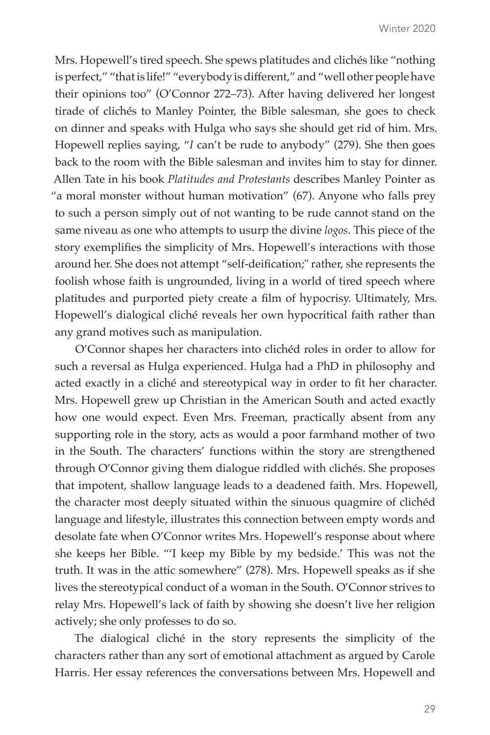Mrs. Hopewell's tired speech. She spews platitudes and clichés like "nothing is perfect," "that is life!" "everybody is different," and "well other people have their opinions too" (O'Connor 272–73). After having delivered her longest tirade of clichés to Manley Pointer, the Bible salesman, she goes to check on dinner and speaks with Hulga who says she should get rid of him. Mrs. Hopewell replies saying, "*I* can't be rude to anybody" (279). She then goes back to the room with the Bible salesman and invites him to stay for dinner. Allen Tate in his book *Platitudes and Protestants* describes Manley Pointer as "a moral monster without human motivation" (67). Anyone who falls prey to such a person simply out of not wanting to be rude cannot stand on the same niveau as one who attempts to usurp the divine *logos*. This piece of the story exemplifies the simplicity of Mrs. Hopewell's interactions with those around her. She does not attempt "self-deification;" rather, she represents the foolish whose faith is ungrounded, living in a world of tired speech where platitudes and purported piety create a film of hypocrisy. Ultimately, Mrs. Hopewell's dialogical cliché reveals her own hypocritical faith rather than any grand motives such as manipulation.

O'Connor shapes her characters into clichéd roles in order to allow for such a reversal as Hulga experienced. Hulga had a PhD in philosophy and acted exactly in a cliché and stereotypical way in order to fit her character. Mrs. Hopewell grew up Christian in the American South and acted exactly how one would expect. Even Mrs. Freeman, practically absent from any supporting role in the story, acts as would a poor farmhand mother of two in the South. The characters' functions within the story are strengthened through O'Connor giving them dialogue riddled with clichés. She proposes that impotent, shallow language leads to a deadened faith. Mrs. Hopewell, the character most deeply situated within the sinuous quagmire of clichéd language and lifestyle, illustrates this connection between empty words and desolate fate when O'Connor writes Mrs. Hopewell's response about where she keeps her Bible. "'I keep my Bible by my bedside.' This was not the truth. It was in the attic somewhere" (278). Mrs. Hopewell speaks as if she lives the stereotypical conduct of a woman in the South. O'Connor strives to relay Mrs. Hopewell's lack of faith by showing she doesn't live her religion actively; she only professes to do so.

The dialogical cliché in the story represents the simplicity of the characters rather than any sort of emotional attachment as argued by Carole Harris. Her essay references the conversations between Mrs. Hopewell and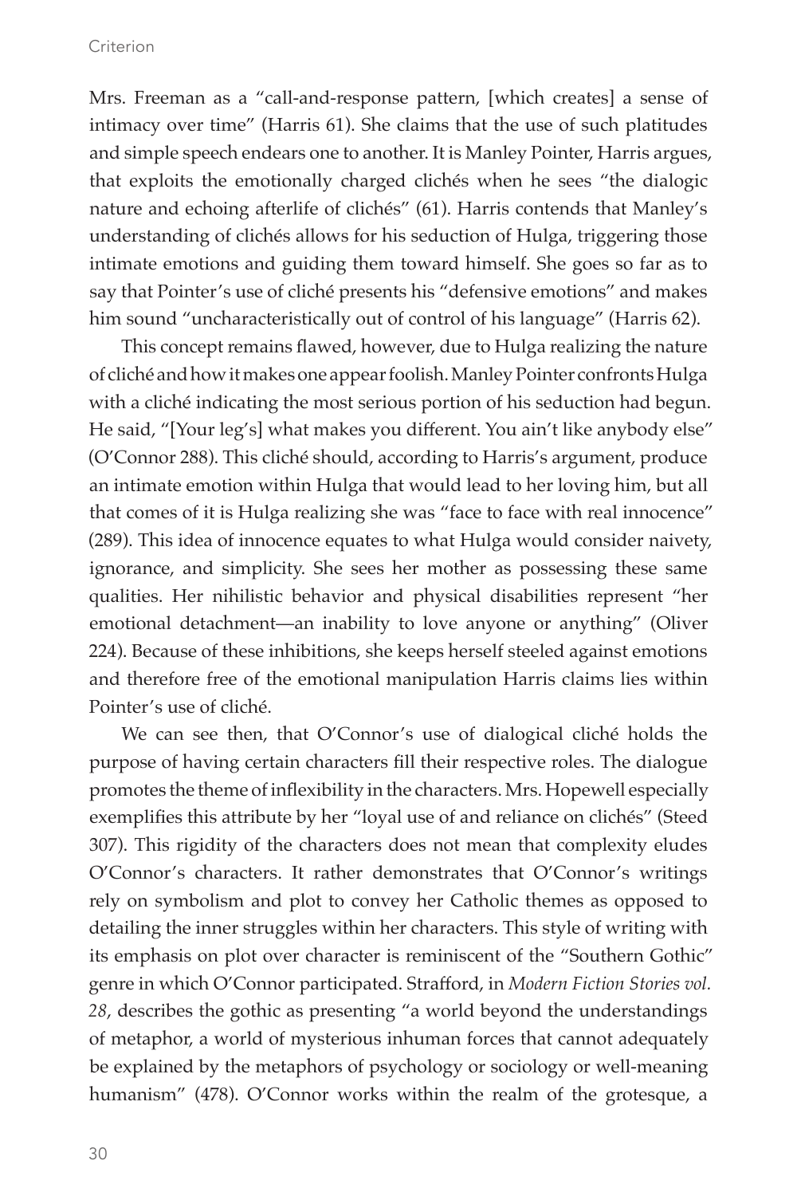Mrs. Freeman as a "call-and-response pattern, [which creates] a sense of intimacy over time" (Harris 61). She claims that the use of such platitudes and simple speech endears one to another. It is Manley Pointer, Harris argues, that exploits the emotionally charged clichés when he sees "the dialogic nature and echoing afterlife of clichés" (61). Harris contends that Manley's understanding of clichés allows for his seduction of Hulga, triggering those intimate emotions and guiding them toward himself. She goes so far as to say that Pointer's use of cliché presents his "defensive emotions" and makes him sound "uncharacteristically out of control of his language" (Harris 62).

This concept remains flawed, however, due to Hulga realizing the nature of cliché and how it makes one appear foolish. Manley Pointer confronts Hulga with a cliché indicating the most serious portion of his seduction had begun. He said, "[Your leg's] what makes you different. You ain't like anybody else" (O'Connor 288). This cliché should, according to Harris's argument, produce an intimate emotion within Hulga that would lead to her loving him, but all that comes of it is Hulga realizing she was "face to face with real innocence" (289). This idea of innocence equates to what Hulga would consider naivety, ignorance, and simplicity. She sees her mother as possessing these same qualities. Her nihilistic behavior and physical disabilities represent "her emotional detachment—an inability to love anyone or anything" (Oliver 224). Because of these inhibitions, she keeps herself steeled against emotions and therefore free of the emotional manipulation Harris claims lies within Pointer's use of cliché.

We can see then, that O'Connor's use of dialogical cliché holds the purpose of having certain characters fill their respective roles. The dialogue promotes the theme of inflexibility in the characters. Mrs. Hopewell especially exemplifies this attribute by her "loyal use of and reliance on clichés" (Steed 307). This rigidity of the characters does not mean that complexity eludes O'Connor's characters. It rather demonstrates that O'Connor's writings rely on symbolism and plot to convey her Catholic themes as opposed to detailing the inner struggles within her characters. This style of writing with its emphasis on plot over character is reminiscent of the "Southern Gothic" genre in which O'Connor participated. Strafford, in *Modern Fiction Stories vol. 28*, describes the gothic as presenting "a world beyond the understandings of metaphor, a world of mysterious inhuman forces that cannot adequately be explained by the metaphors of psychology or sociology or well-meaning humanism" (478). O'Connor works within the realm of the grotesque, a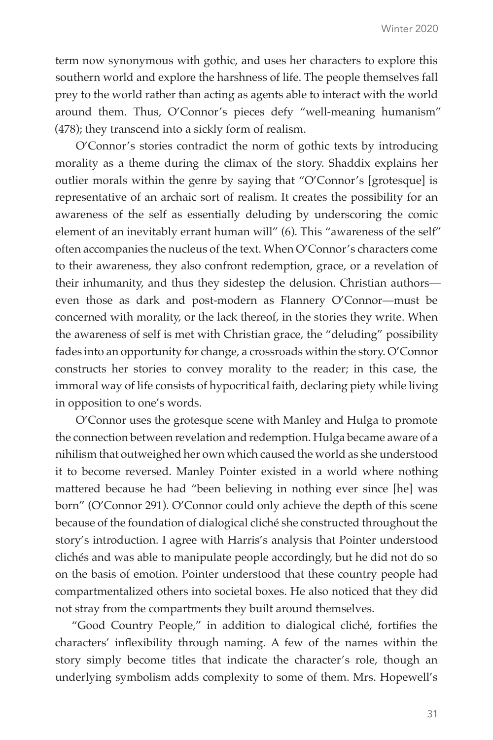term now synonymous with gothic, and uses her characters to explore this southern world and explore the harshness of life. The people themselves fall prey to the world rather than acting as agents able to interact with the world around them. Thus, O'Connor's pieces defy "well-meaning humanism" (478); they transcend into a sickly form of realism.

O'Connor's stories contradict the norm of gothic texts by introducing morality as a theme during the climax of the story. Shaddix explains her outlier morals within the genre by saying that "O'Connor's [grotesque] is representative of an archaic sort of realism. It creates the possibility for an awareness of the self as essentially deluding by underscoring the comic element of an inevitably errant human will" (6). This "awareness of the self" often accompanies the nucleus of the text. When O'Connor's characters come to their awareness, they also confront redemption, grace, or a revelation of their inhumanity, and thus they sidestep the delusion. Christian authors—even those as dark and post-modern as Flannery O'Connor—must be concerned with morality, or the lack thereof, in the stories they write. When the awareness of self is met with Christian grace, the "deluding" possibility fades into an opportunity for change, a crossroads within the story. O'Connor constructs her stories to convey morality to the reader; in this case, the immoral way of life consists of hypocritical faith, declaring piety while living in opposition to one's words.

O'Connor uses the grotesque scene with Manley and Hulga to promote the connection between revelation and redemption. Hulga became aware of a nihilism that outweighed her own which caused the world as she understood it to become reversed. Manley Pointer existed in a world where nothing mattered because he had "been believing in nothing ever since [he] was born" (O'Connor 291). O'Connor could only achieve the depth of this scene because of the foundation of dialogical cliché she constructed throughout the story's introduction. I agree with Harris's analysis that Pointer understood clichés and was able to manipulate people accordingly, but he did not do so on the basis of emotion. Pointer understood that these country people had compartmentalized others into societal boxes. He also noticed that they did not stray from the compartments they built around themselves.

"Good Country People," in addition to dialogical cliché, fortifies the characters' inflexibility through naming. A few of the names within the story simply become titles that indicate the character's role, though an underlying symbolism adds complexity to some of them. Mrs. Hopewell's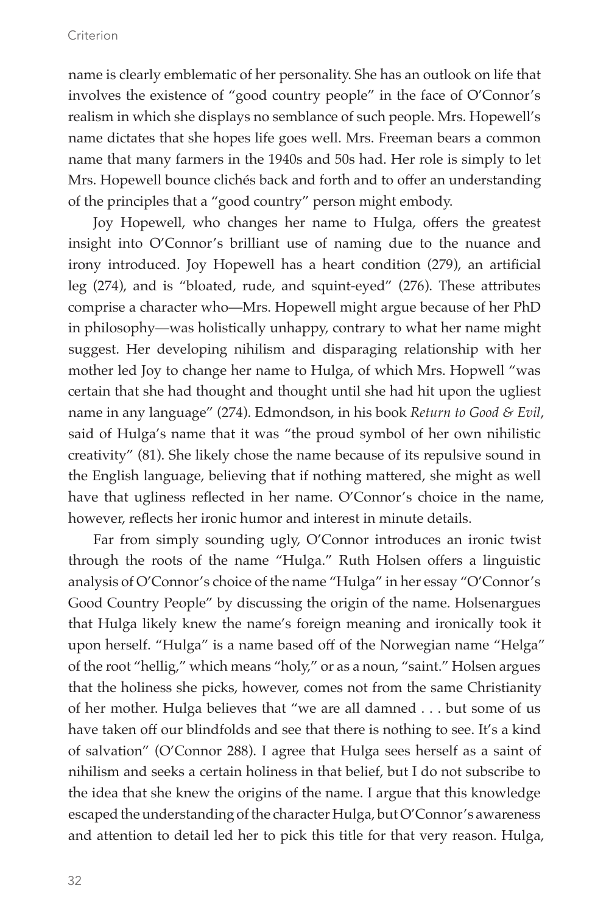name is clearly emblematic of her personality. She has an outlook on life that involves the existence of "good country people" in the face of O'Connor's realism in which she displays no semblance of such people. Mrs. Hopewell's name dictates that she hopes life goes well. Mrs. Freeman bears a common name that many farmers in the 1940s and 50s had. Her role is simply to let Mrs. Hopewell bounce clichés back and forth and to offer an understanding of the principles that a "good country" person might embody.

Joy Hopewell, who changes her name to Hulga, offers the greatest insight into O'Connor's brilliant use of naming due to the nuance and irony introduced. Joy Hopewell has a heart condition (279), an artificial leg (274), and is "bloated, rude, and squint-eyed" (276). These attributes comprise a character who—Mrs. Hopewell might argue because of her PhD in philosophy—was holistically unhappy, contrary to what her name might suggest. Her developing nihilism and disparaging relationship with her mother led Joy to change her name to Hulga, of which Mrs. Hopwell "was certain that she had thought and thought until she had hit upon the ugliest name in any language" (274). Edmondson, in his book *Return to Good & Evil*, said of Hulga's name that it was "the proud symbol of her own nihilistic creativity" (81). She likely chose the name because of its repulsive sound in the English language, believing that if nothing mattered, she might as well have that ugliness reflected in her name. O'Connor's choice in the name, however, reflects her ironic humor and interest in minute details.

Far from simply sounding ugly, O'Connor introduces an ironic twist through the roots of the name "Hulga." Ruth Holsen offers a linguistic analysis of O'Connor's choice of the name "Hulga" in her essay "O'Connor's Good Country People" by discussing the origin of the name. Holsenargues that Hulga likely knew the name's foreign meaning and ironically took it upon herself. "Hulga" is a name based off of the Norwegian name "Helga" of the root "hellig," which means "holy," or as a noun, "saint." Holsen argues that the holiness she picks, however, comes not from the same Christianity of her mother. Hulga believes that "we are all damned . . . but some of us have taken off our blindfolds and see that there is nothing to see. It's a kind of salvation" (O'Connor 288). I agree that Hulga sees herself as a saint of nihilism and seeks a certain holiness in that belief, but I do not subscribe to the idea that she knew the origins of the name. I argue that this knowledge escaped the understanding of the character Hulga, but O'Connor's awareness and attention to detail led her to pick this title for that very reason. Hulga,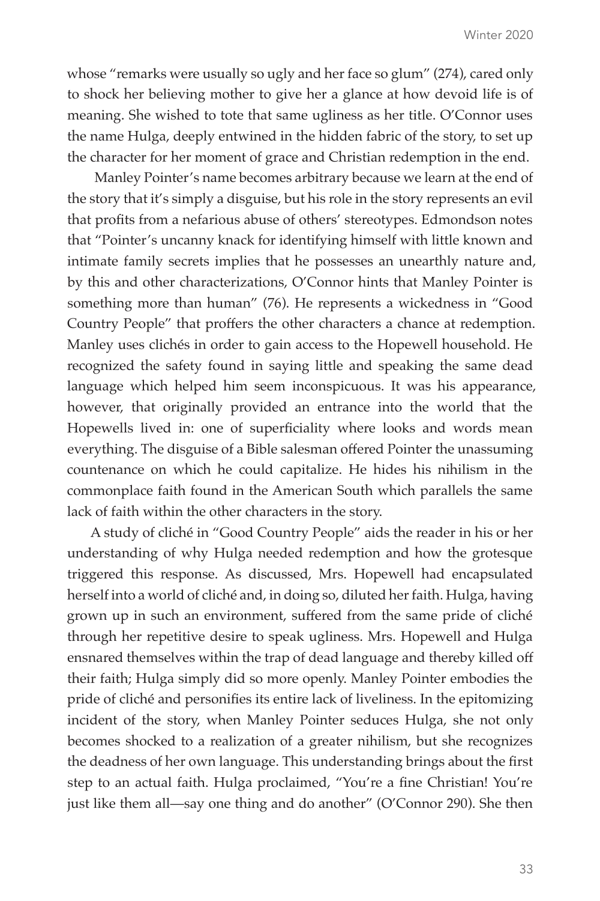whose "remarks were usually so ugly and her face so glum" (274), cared only to shock her believing mother to give her a glance at how devoid life is of meaning. She wished to tote that same ugliness as her title. O'Connor uses the name Hulga, deeply entwined in the hidden fabric of the story, to set up the character for her moment of grace and Christian redemption in the end.

Manley Pointer's name becomes arbitrary because we learn at the end of the story that it's simply a disguise, but his role in the story represents an evil that profits from a nefarious abuse of others' stereotypes. Edmondson notes that "Pointer's uncanny knack for identifying himself with little known and intimate family secrets implies that he possesses an unearthly nature and, by this and other characterizations, O'Connor hints that Manley Pointer is something more than human" (76). He represents a wickedness in "Good Country People" that proffers the other characters a chance at redemption. Manley uses clichés in order to gain access to the Hopewell household. He recognized the safety found in saying little and speaking the same dead language which helped him seem inconspicuous. It was his appearance, however, that originally provided an entrance into the world that the Hopewells lived in: one of superficiality where looks and words mean everything. The disguise of a Bible salesman offered Pointer the unassuming countenance on which he could capitalize. He hides his nihilism in the commonplace faith found in the American South which parallels the same lack of faith within the other characters in the story.

A study of cliché in "Good Country People" aids the reader in his or her understanding of why Hulga needed redemption and how the grotesque triggered this response. As discussed, Mrs. Hopewell had encapsulated herself into a world of cliché and, in doing so, diluted her faith. Hulga, having grown up in such an environment, suffered from the same pride of cliché through her repetitive desire to speak ugliness. Mrs. Hopewell and Hulga ensnared themselves within the trap of dead language and thereby killed off their faith; Hulga simply did so more openly. Manley Pointer embodies the pride of cliché and personifies its entire lack of liveliness. In the epitomizing incident of the story, when Manley Pointer seduces Hulga, she not only becomes shocked to a realization of a greater nihilism, but she recognizes the deadness of her own language. This understanding brings about the first step to an actual faith. Hulga proclaimed, "You're a fine Christian! You're just like them all—say one thing and do another" (O'Connor 290). She then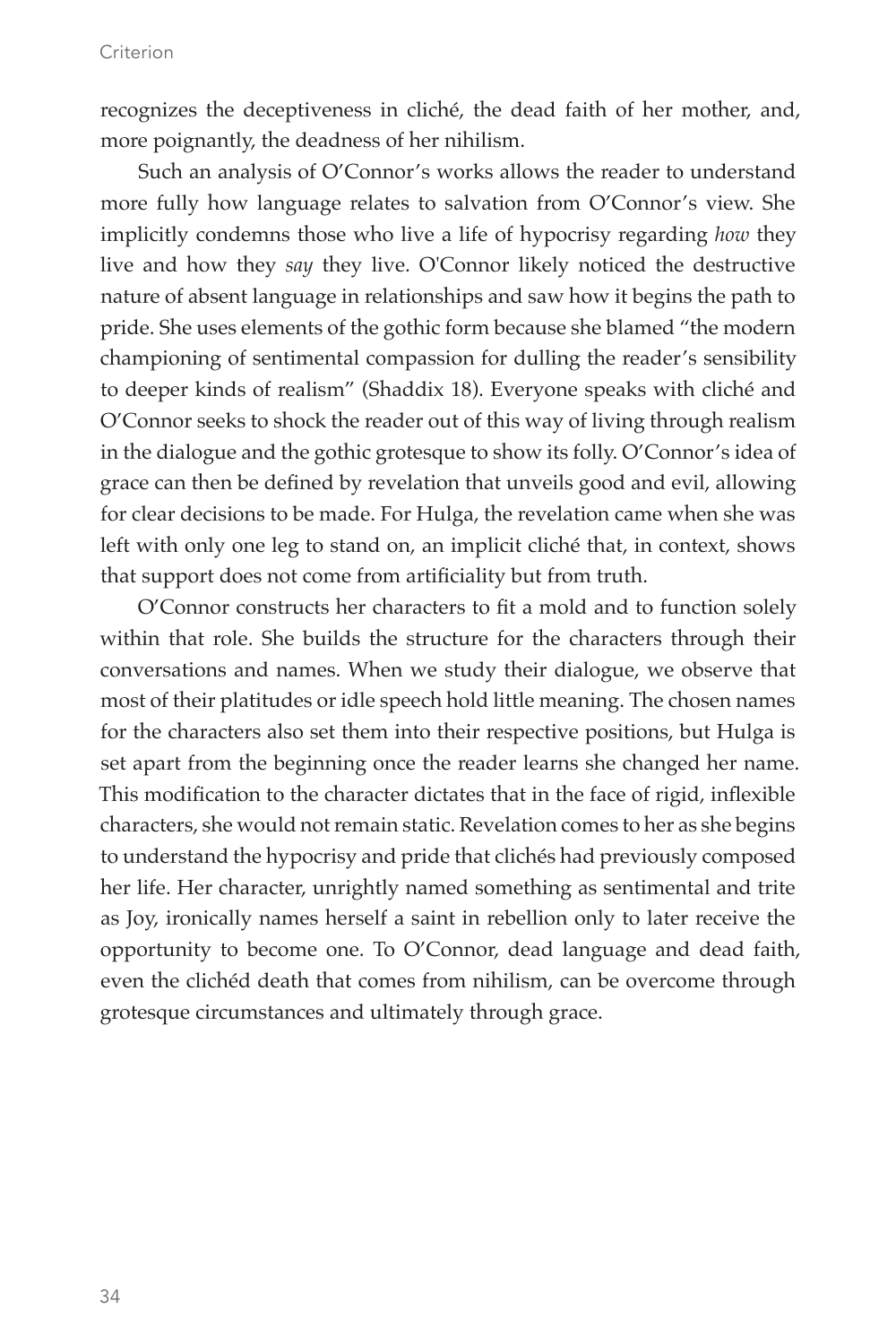recognizes the deceptiveness in cliché, the dead faith of her mother, and, more poignantly, the deadness of her nihilism.

Such an analysis of O'Connor's works allows the reader to understand more fully how language relates to salvation from O'Connor's view. She implicitly condemns those who live a life of hypocrisy regarding *how* they live and how they *say* they live. O'Connor likely noticed the destructive nature of absent language in relationships and saw how it begins the path to pride. She uses elements of the gothic form because she blamed "the modern championing of sentimental compassion for dulling the reader's sensibility to deeper kinds of realism" (Shaddix 18). Everyone speaks with cliché and O'Connor seeks to shock the reader out of this way of living through realism in the dialogue and the gothic grotesque to show its folly. O'Connor's idea of grace can then be defined by revelation that unveils good and evil, allowing for clear decisions to be made. For Hulga, the revelation came when she was left with only one leg to stand on, an implicit cliché that, in context, shows that support does not come from artificiality but from truth.

O'Connor constructs her characters to fit a mold and to function solely within that role. She builds the structure for the characters through their conversations and names. When we study their dialogue, we observe that most of their platitudes or idle speech hold little meaning. The chosen names for the characters also set them into their respective positions, but Hulga is set apart from the beginning once the reader learns she changed her name. This modification to the character dictates that in the face of rigid, inflexible characters, she would not remain static. Revelation comes to her as she begins to understand the hypocrisy and pride that clichés had previously composed her life. Her character, unrightly named something as sentimental and trite as Joy, ironically names herself a saint in rebellion only to later receive the opportunity to become one. To O'Connor, dead language and dead faith, even the clichéd death that comes from nihilism, can be overcome through grotesque circumstances and ultimately through grace.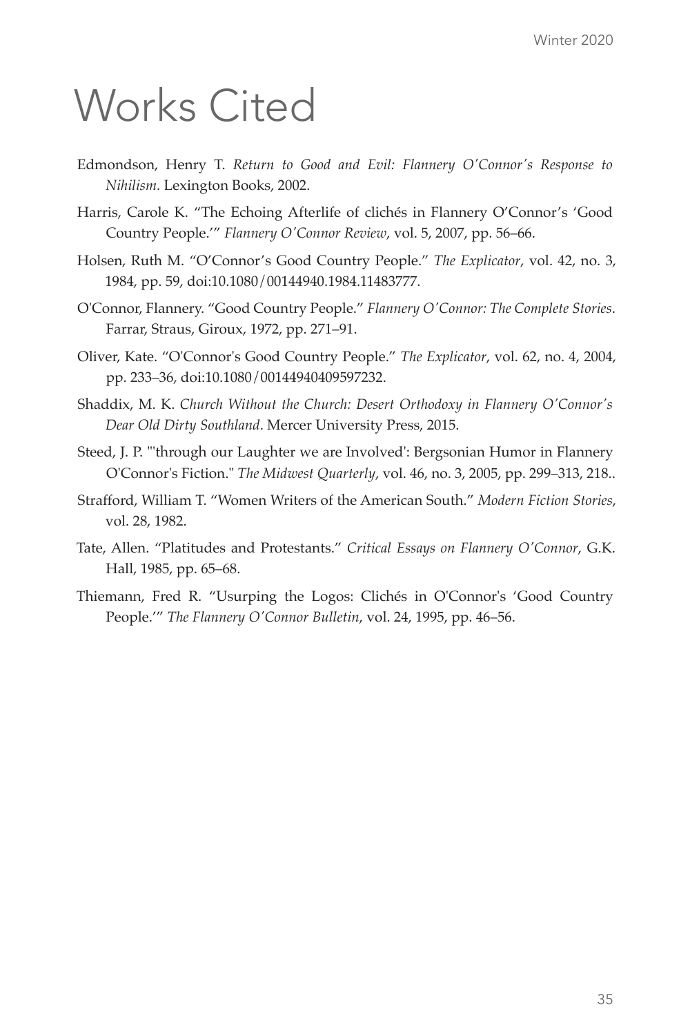# Works Cited

Edmondson, Henry T. *Return to Good and Evil: Flannery O'Connor's Response to Nihilism*. Lexington Books, 2002.

Harris, Carole K. "The Echoing Afterlife of clichés in Flannery O'Connor's 'Good Country People.'" *Flannery O'Connor Review*, vol. 5, 2007, pp. 56–66.

Holsen, Ruth M. "O'Connor's Good Country People." *The Explicator*, vol. 42, no. 3, 1984, pp. 59, doi:10.1080/00144940.1984.11483777.

O'Connor, Flannery. "Good Country People." *Flannery O'Connor: The Complete Stories*. Farrar, Straus, Giroux, 1972, pp. 271–91.

Oliver, Kate. "O'Connor's Good Country People." *The Explicator*, vol. 62, no. 4, 2004, pp. 233–36, doi:10.1080/00144940409597232.

Shaddix, M. K. *Church Without the Church: Desert Orthodoxy in Flannery O'Connor's Dear Old Dirty Southland*. Mercer University Press, 2015.

Steed, J. P. "'through our Laughter we are Involved': Bergsonian Humor in Flannery O'Connor's Fiction." *The Midwest Quarterly*, vol. 46, no. 3, 2005, pp. 299–313, 218..

Strafford, William T. "Women Writers of the American South." *Modern Fiction Stories*, vol. 28, 1982.

Tate, Allen. "Platitudes and Protestants." *Critical Essays on Flannery O'Connor*, G.K. Hall, 1985, pp. 65–68.

Thiemann, Fred R. "Usurping the Logos: Clichés in O'Connor's 'Good Country People.'" *The Flannery O'Connor Bulletin*, vol. 24, 1995, pp. 46–56.